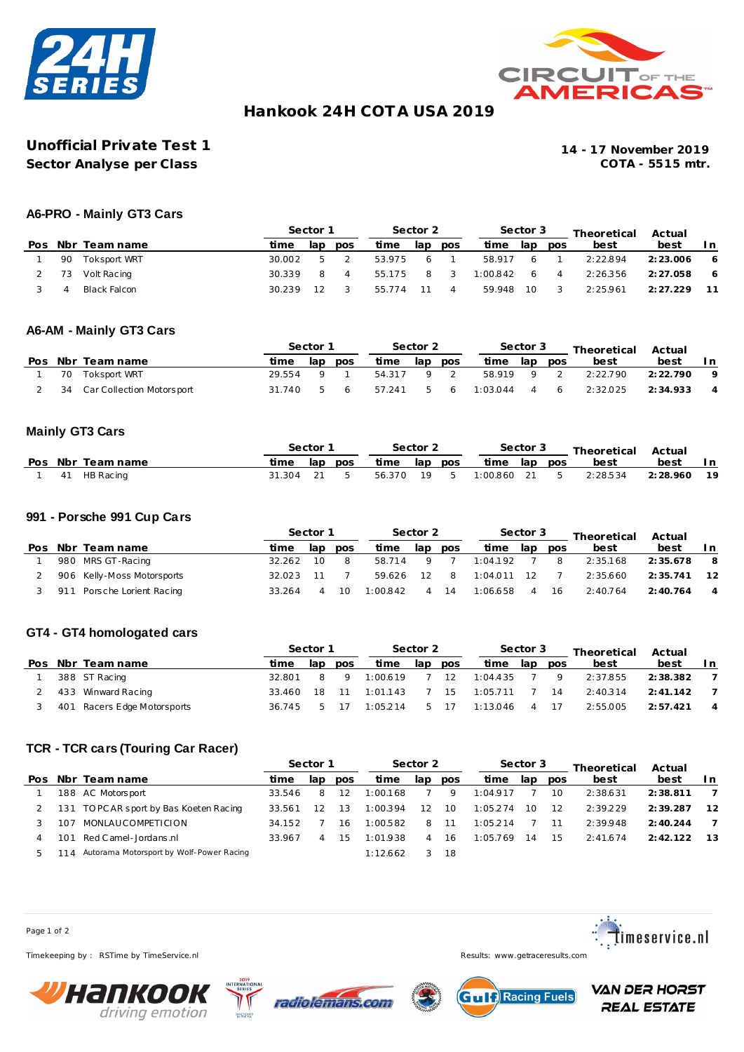# Hankook 24H COTA USA 2019

## Unofficial Private Test 1
## Sector Analyse per Class

**14 - 17 November 2019**
**COTA - 5515 mtr.**

### A6-PRO - Mainly GT3 Cars

| | | | Sector 1 | | | Sector 2 | | | Sector 3 | | | Theoretical | Actual | |
|---|---|---|---|---|---|---|---|---|---|---|---|---|---|---|
| Pos | Nbr | Team name | time | lap | pos | time | lap | pos | time | lap | pos | best | best | In |
| 1 | 90 | Toksport WRT | 30.002 | 5 | 2 | 53.975 | 6 | 1 | 58.917 | 6 | 1 | 2:22.894 | **2:23.006** | 6 |
| 2 | 73 | Volt Racing | 30.339 | 8 | 4 | 55.175 | 8 | 3 | 1:00.842 | 6 | 4 | 2:26.356 | **2:27.058** | 6 |
| 3 | 4 | Black Falcon | 30.239 | 12 | 3 | 55.774 | 11 | 4 | 59.948 | 10 | 3 | 2:25.961 | **2:27.229** | 11 |

### A6-AM - Mainly GT3 Cars

| | | | Sector 1 | | | Sector 2 | | | Sector 3 | | | Theoretical | Actual | |
|---|---|---|---|---|---|---|---|---|---|---|---|---|---|---|
| Pos | Nbr | Team name | time | lap | pos | time | lap | pos | time | lap | pos | best | best | In |
| 1 | 70 | Toksport WRT | 29.554 | 9 | 1 | 54.317 | 9 | 2 | 58.919 | 9 | 2 | 2:22.790 | **2:22.790** | 9 |
| 2 | 34 | Car Collection Motorsport | 31.740 | 5 | 6 | 57.241 | 5 | 6 | 1:03.044 | 4 | 6 | 2:32.025 | **2:34.933** | 4 |

### Mainly GT3 Cars

| | | | Sector 1 | | | Sector 2 | | | Sector 3 | | | Theoretical | Actual | |
|---|---|---|---|---|---|---|---|---|---|---|---|---|---|---|
| Pos | Nbr | Team name | time | lap | pos | time | lap | pos | time | lap | pos | best | best | In |
| 1 | 41 | HB Racing | 31.304 | 21 | 5 | 56.370 | 19 | 5 | 1:00.860 | 21 | 5 | 2:28.534 | **2:28.960** | 19 |

### 991 - Porsche 991 Cup Cars

| | | | Sector 1 | | | Sector 2 | | | Sector 3 | | | Theoretical | Actual | |
|---|---|---|---|---|---|---|---|---|---|---|---|---|---|---|
| Pos | Nbr | Team name | time | lap | pos | time | lap | pos | time | lap | pos | best | best | In |
| 1 | 980 | MRS GT-Racing | 32.262 | 10 | 8 | 58.714 | 9 | 7 | 1:04.192 | 7 | 8 | 2:35.168 | **2:35.678** | 8 |
| 2 | 906 | Kelly-Moss Motorsports | 32.023 | 11 | 7 | 59.626 | 12 | 8 | 1:04.011 | 12 | 7 | 2:35.660 | **2:35.741** | 12 |
| 3 | 911 | Porsche Lorient Racing | 33.264 | 4 | 10 | 1:00.842 | 4 | 14 | 1:06.658 | 4 | 16 | 2:40.764 | **2:40.764** | 4 |

### GT4 - GT4 homologated cars

| | | | Sector 1 | | | Sector 2 | | | Sector 3 | | | Theoretical | Actual | |
|---|---|---|---|---|---|---|---|---|---|---|---|---|---|---|
| Pos | Nbr | Team name | time | lap | pos | time | lap | pos | time | lap | pos | best | best | In |
| 1 | 388 | ST Racing | 32.801 | 8 | 9 | 1:00.619 | 7 | 12 | 1:04.435 | 7 | 9 | 2:37.855 | **2:38.382** | 7 |
| 2 | 433 | Winward Racing | 33.460 | 18 | 11 | 1:01.143 | 7 | 15 | 1:05.711 | 7 | 14 | 2:40.314 | **2:41.142** | 7 |
| 3 | 401 | Racers Edge Motorsports | 36.745 | 5 | 17 | 1:05.214 | 5 | 17 | 1:13.046 | 4 | 17 | 2:55.005 | **2:57.421** | 4 |

### TCR - TCR cars (Touring Car Racer)

| | | | Sector 1 | | | Sector 2 | | | Sector 3 | | | Theoretical | Actual | |
|---|---|---|---|---|---|---|---|---|---|---|---|---|---|---|
| Pos | Nbr | Team name | time | lap | pos | time | lap | pos | time | lap | pos | best | best | In |
| 1 | 188 | AC Motorsport | 33.546 | 8 | 12 | 1:00.168 | 7 | 9 | 1:04.917 | 7 | 10 | 2:38.631 | **2:38.811** | 7 |
| 2 | 131 | TOPCAR sport by Bas Koeten Racing | 33.561 | 12 | 13 | 1:00.394 | 12 | 10 | 1:05.274 | 10 | 12 | 2:39.229 | **2:39.287** | 12 |
| 3 | 107 | MONLAUCOMPETICION | 34.152 | 7 | 16 | 1:00.582 | 8 | 11 | 1:05.214 | 7 | 11 | 2:39.948 | **2:40.244** | 7 |
| 4 | 101 | Red Camel-Jordans.nl | 33.967 | 4 | 15 | 1:01.938 | 4 | 16 | 1:05.769 | 14 | 15 | 2:41.674 | **2:42.122** | 13 |
| 5 | 114 | Autorama Motorsport by Wolf-Power Racing | | | | 1:12.662 | 3 | 18 | | | | | | |

Timekeeping by : RSTime by TimeService.nl

Results: www.getraceresults.com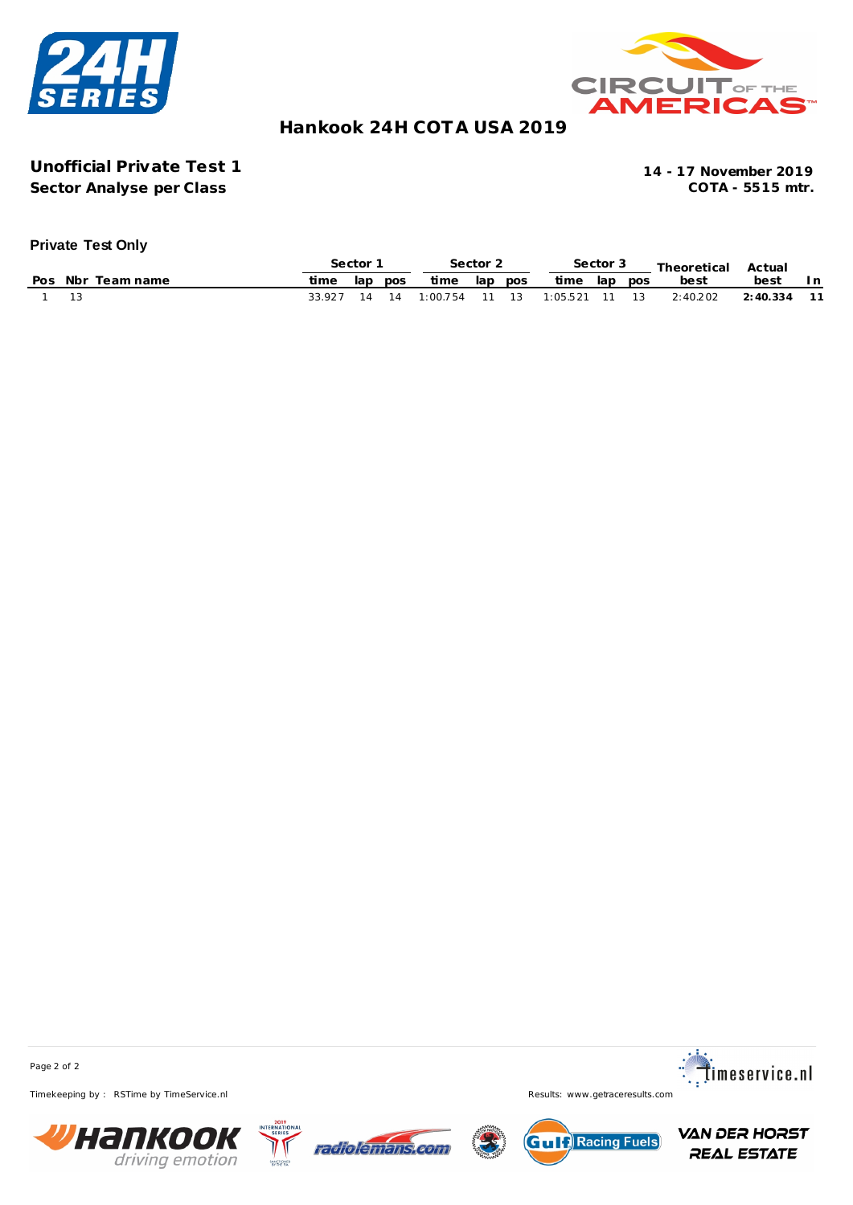## Hankook 24H COTA USA 2019

**Unofficial Private Test 1**
**Sector Analyse per Class**

**14 - 17 November 2019**
**COTA - 5515 mtr.**

**Private Test Only**

| | | | Sector 1 | | | Sector 2 | | | Sector 3 | | | Theoretical | Actual | |
|---|---|---|---|---|---|---|---|---|---|---|---|---|---|---|
| Pos | Nbr | Team name | time | lap | pos | time | lap | pos | time | lap | pos | best | best | In |
| 1 | 13 | | 33.927 | 14 | 14 | 1:00.754 | 11 | 13 | 1:05.521 | 11 | 13 | 2:40.202 | **2:40.334** | **11** |

Timekeeping by : RSTime by TimeService.nl

Results: www.getraceresults.com